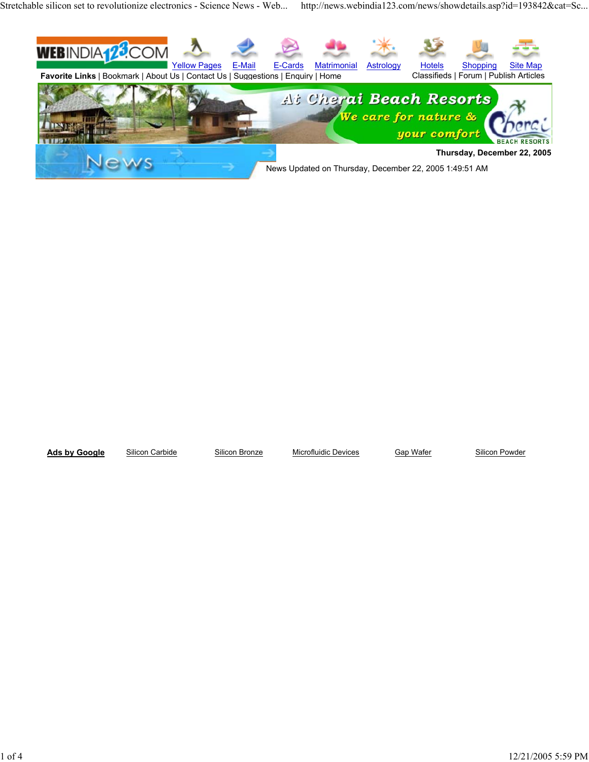WEBINDIA123.COM

Yellow Pages | E-Mail | E-Cards | Matrimonial | Astrology | Hotels | Shopping | Site Map

**Favorite Links** | Bookmark | About Us | Contact Us | Suggestions | Enquiry | Home

Classifieds | Forum | Publish Articles

At Cherai Beach Resorts
We care for nature & your comfort
Cherai BEACH RESORTS

News

**Thursday, December 22, 2005**

News Updated on Thursday, December 22, 2005 1:49:51 AM

**Ads by Google** Silicon Carbide Silicon Bronze Microfluidic Devices Gap Wafer Silicon Powder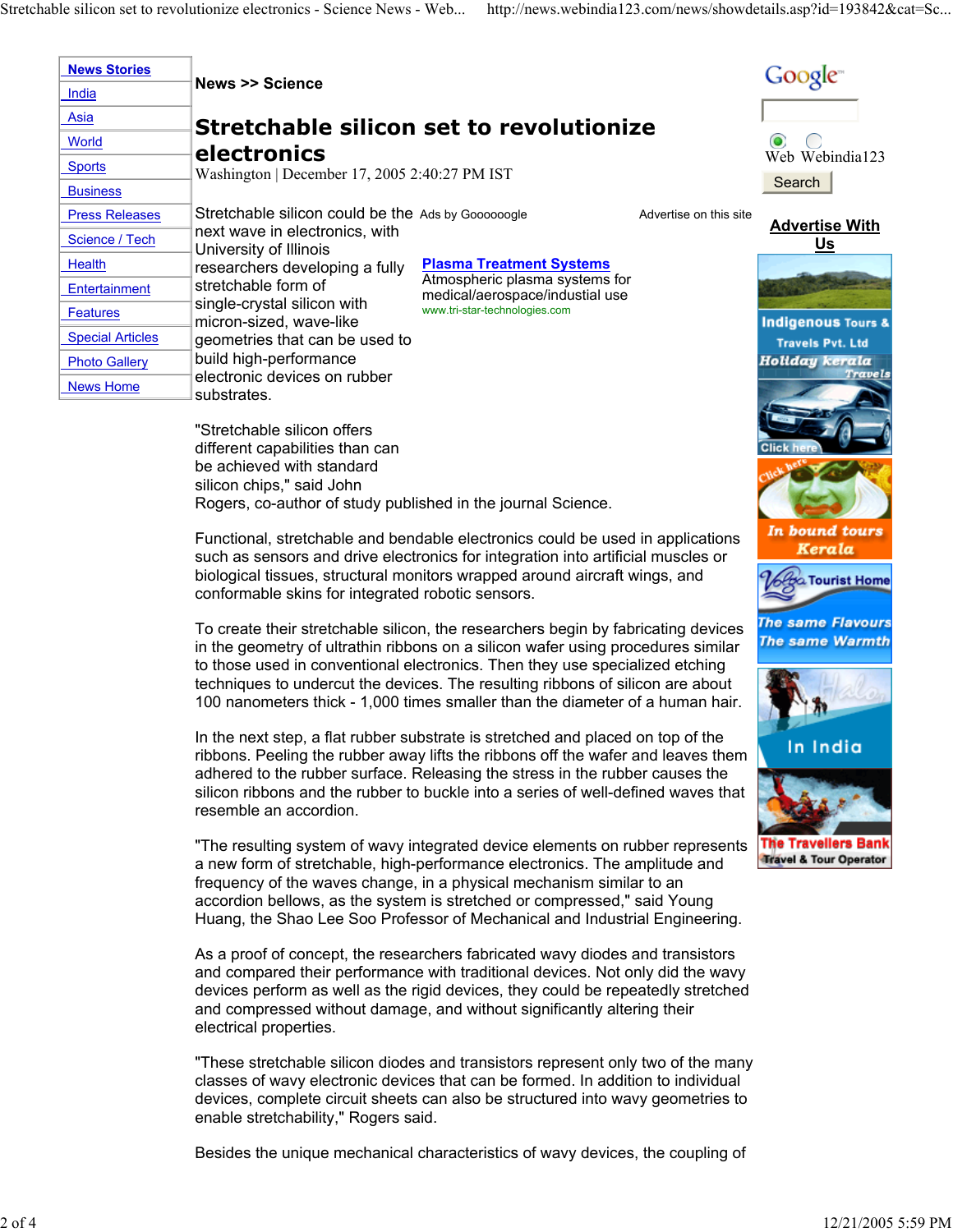News >> Science

# Stretchable silicon set to revolutionize electronics

Washington | December 17, 2005 2:40:27 PM IST

Stretchable silicon could be the next wave in electronics, with University of Illinois researchers developing a fully stretchable form of single-crystal silicon with micron-sized, wave-like geometries that can be used to build high-performance electronic devices on rubber substrates.

"Stretchable silicon offers different capabilities than can be achieved with standard silicon chips," said John Rogers, co-author of study published in the journal Science.

Functional, stretchable and bendable electronics could be used in applications such as sensors and drive electronics for integration into artificial muscles or biological tissues, structural monitors wrapped around aircraft wings, and conformable skins for integrated robotic sensors.

To create their stretchable silicon, the researchers begin by fabricating devices in the geometry of ultrathin ribbons on a silicon wafer using procedures similar to those used in conventional electronics. Then they use specialized etching techniques to undercut the devices. The resulting ribbons of silicon are about 100 nanometers thick - 1,000 times smaller than the diameter of a human hair.

In the next step, a flat rubber substrate is stretched and placed on top of the ribbons. Peeling the rubber away lifts the ribbons off the wafer and leaves them adhered to the rubber surface. Releasing the stress in the rubber causes the silicon ribbons and the rubber to buckle into a series of well-defined waves that resemble an accordion.

"The resulting system of wavy integrated device elements on rubber represents a new form of stretchable, high-performance electronics. The amplitude and frequency of the waves change, in a physical mechanism similar to an accordion bellows, as the system is stretched or compressed," said Young Huang, the Shao Lee Soo Professor of Mechanical and Industrial Engineering.

As a proof of concept, the researchers fabricated wavy diodes and transistors and compared their performance with traditional devices. Not only did the wavy devices perform as well as the rigid devices, they could be repeatedly stretched and compressed without damage, and without significantly altering their electrical properties.

"These stretchable silicon diodes and transistors represent only two of the many classes of wavy electronic devices that can be formed. In addition to individual devices, complete circuit sheets can also be structured into wavy geometries to enable stretchability," Rogers said.

Besides the unique mechanical characteristics of wavy devices, the coupling of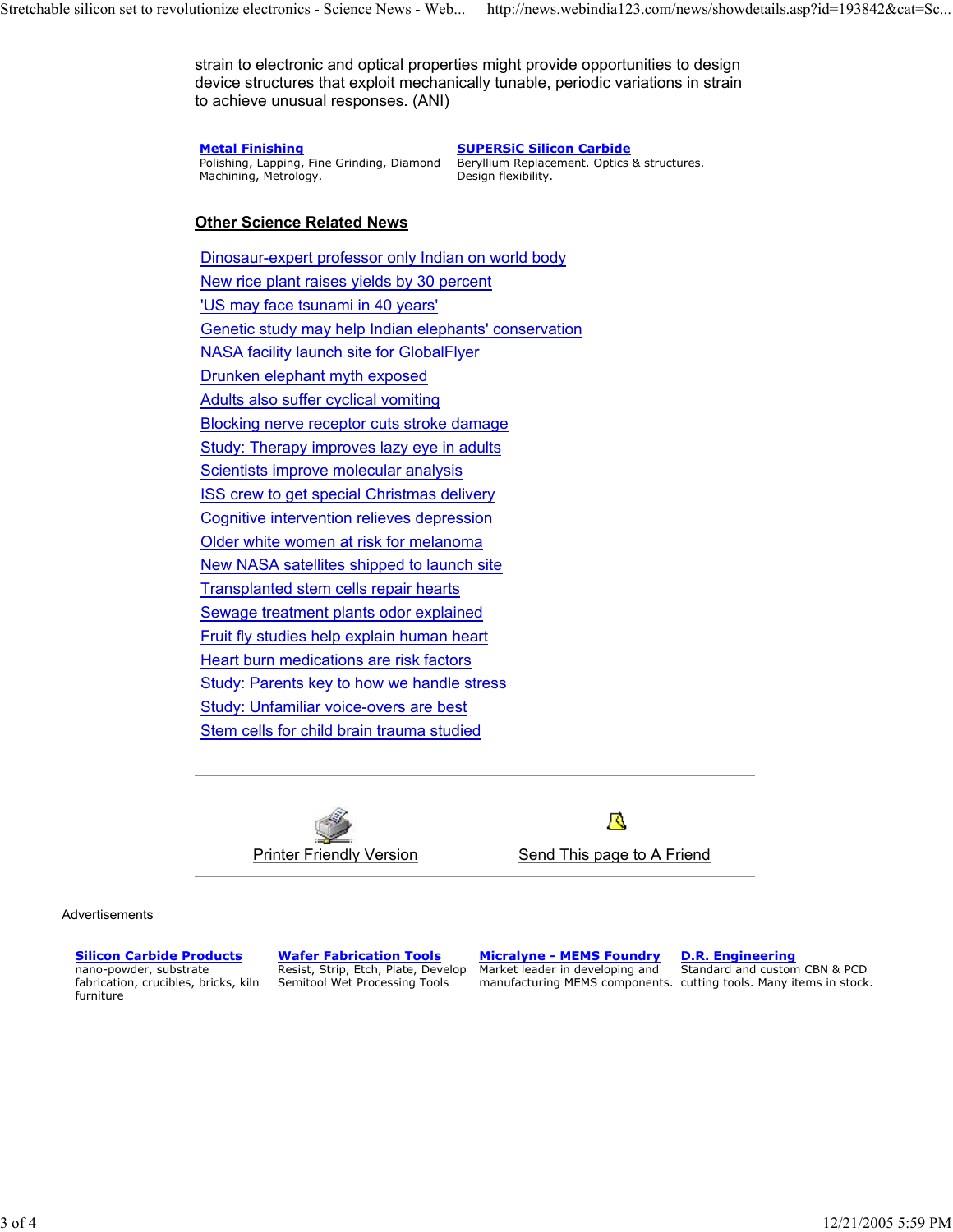strain to electronic and optical properties might provide opportunities to design device structures that exploit mechanically tunable, periodic variations in strain to achieve unusual responses. (ANI)

**Metal Finishing**
Polishing, Lapping, Fine Grinding, Diamond Machining, Metrology.

**SUPERSiC Silicon Carbide**
Beryllium Replacement. Optics & structures. Design flexibility.

## Other Science Related News

- Dinosaur-expert professor only Indian on world body
- New rice plant raises yields by 30 percent
- 'US may face tsunami in 40 years'
- Genetic study may help Indian elephants' conservation
- NASA facility launch site for GlobalFlyer
- Drunken elephant myth exposed
- Adults also suffer cyclical vomiting
- Blocking nerve receptor cuts stroke damage
- Study: Therapy improves lazy eye in adults
- Scientists improve molecular analysis
- ISS crew to get special Christmas delivery
- Cognitive intervention relieves depression
- Older white women at risk for melanoma
- New NASA satellites shipped to launch site
- Transplanted stem cells repair hearts
- Sewage treatment plants odor explained
- Fruit fly studies help explain human heart
- Heart burn medications are risk factors
- Study: Parents key to how we handle stress
- Study: Unfamiliar voice-overs are best
- Stem cells for child brain trauma studied

---

Printer Friendly Version

Send This page to A Friend

---

Advertisements

**Silicon Carbide Products**
nano-powder, substrate fabrication, crucibles, bricks, kiln furniture

**Wafer Fabrication Tools**
Resist, Strip, Etch, Plate, Develop Semitool Wet Processing Tools

**Micralyne - MEMS Foundry**
Market leader in developing and manufacturing MEMS components.

**D.R. Engineering**
Standard and custom CBN & PCD cutting tools. Many items in stock.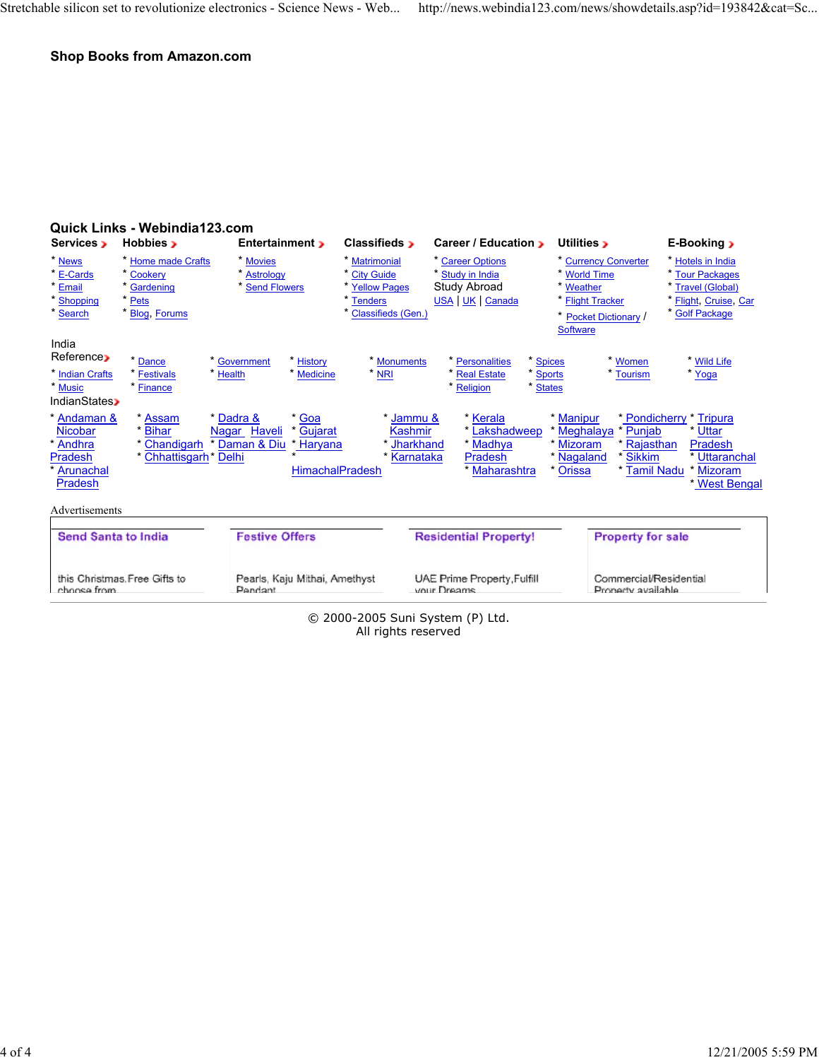**Shop Books from Amazon.com**

## Quick Links - Webindia123.com

| Services | Hobbies | Entertainment | Classifieds | Career / Education | Utilities | E-Booking |
|---|---|---|---|---|---|---|
| * News | * Home made Crafts | * Movies | * Matrimonial | * Career Options | * Currency Converter | * Hotels in India |
| * E-Cards | * Cookery | * Astrology | * City Guide | * Study in India | * World Time | * Tour Packages |
| * Email | * Gardening | * Send Flowers | * Yellow Pages | Study Abroad | * Weather | * Travel (Global) |
| * Shopping | * Pets | | * Tenders | USA \| UK \| Canada | * Flight Tracker | * Flight, Cruise, Car |
| * Search | * Blog, Forums | | * Classifieds (Gen.) | | * Pocket Dictionary / Software | * Golf Package |

India Reference

* Indian Crafts
* Music
* Dance
* Festivals
* Finance
* Government
* Health
* History
* Medicine
* Monuments
* NRI
* Personalities
* Real Estate
* Religion
* Spices
* Sports
* States
* Women
* Tourism
* Wild Life
* Yoga

IndianStates

* Andaman & Nicobar
* Andhra Pradesh
* Arunachal Pradesh
* Assam
* Bihar
* Chandigarh
* Chhattisgarh
* Dadra & Nagar Haveli
* Daman & Diu
* Delhi
* Goa
* Gujarat
* Haryana
* HimachalPradesh
* Jammu & Kashmir
* Jharkhand
* Karnataka
* Kerala
* Lakshadweep
* Madhya Pradesh
* Maharashtra
* Manipur
* Meghalaya
* Mizoram
* Nagaland
* Orissa
* Pondicherry
* Punjab
* Rajasthan
* Sikkim
* Tamil Nadu
* Tripura
* Uttar Pradesh
* Uttaranchal
* Mizoram
* West Bengal

Advertisements

| Send Santa to India | Festive Offers | Residential Property! | Property for sale |
|---|---|---|---|
| this Christmas.Free Gifts to choose from | Pearls, Kaju Mithai, Amethyst Pendant | UAE Prime Property,Fulfill your Dreams | Commercial/Residential Property available |

© 2000-2005 Suni System (P) Ltd.
All rights reserved